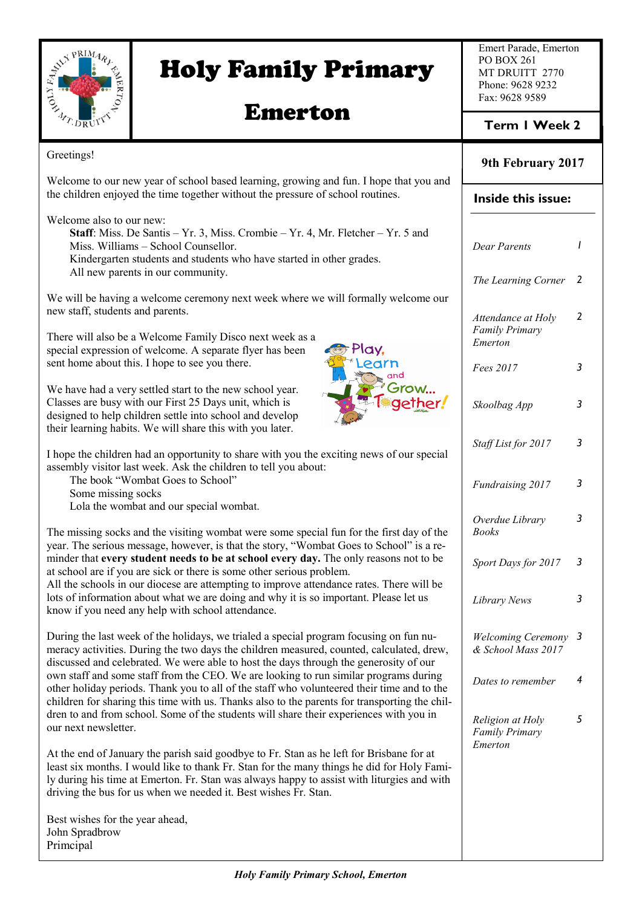# Holy Family Primary Emerton

Emert Parade, Emerton
PO BOX 261
MT DRUITT 2770
Phone: 9628 9232
Fax: 9628 9589

**Term 1 Week 2**

**9th February 2017**

**Inside this issue:**

| | |
|---|---|
| *Dear Parents* | 1 |
| *The Learning Corner* | 2 |
| *Attendance at Holy Family Primary Emerton* | 2 |
| *Fees 2017* | 3 |
| *Skoolbag App* | 3 |
| *Staff List for 2017* | 3 |
| *Fundraising 2017* | 3 |
| *Overdue Library Books* | 3 |
| *Sport Days for 2017* | 3 |
| *Library News* | 3 |
| *Welcoming Ceremony & School Mass 2017* | 3 |
| *Dates to remember* | 4 |
| *Religion at Holy Family Primary Emerton* | 5 |

Greetings!

Welcome to our new year of school based learning, growing and fun. I hope that you and the children enjoyed the time together without the pressure of school routines.

Welcome also to our new:

**Staff**: Miss. De Santis – Yr. 3, Miss. Crombie – Yr. 4, Mr. Fletcher – Yr. 5 and Miss. Williams – School Counsellor.
Kindergarten students and students who have started in other grades.
All new parents in our community.

We will be having a welcome ceremony next week where we will formally welcome our new staff, students and parents.

There will also be a Welcome Family Disco next week as a special expression of welcome. A separate flyer has been sent home about this. I hope to see you there.

Play, Learn and Grow... Together!

We have had a very settled start to the new school year. Classes are busy with our First 25 Days unit, which is designed to help children settle into school and develop their learning habits. We will share this with you later.

I hope the children had an opportunity to share with you the exciting news of our special assembly visitor last week. Ask the children to tell you about:

The book "Wombat Goes to School"
Some missing socks
Lola the wombat and our special wombat.

The missing socks and the visiting wombat were some special fun for the first day of the year. The serious message, however, is that the story, "Wombat Goes to School" is a reminder that **every student needs to be at school every day.** The only reasons not to be at school are if you are sick or there is some other serious problem.
All the schools in our diocese are attempting to improve attendance rates. There will be lots of information about what we are doing and why it is so important. Please let us know if you need any help with school attendance.

During the last week of the holidays, we trialed a special program focusing on fun numeracy activities. During the two days the children measured, counted, calculated, drew, discussed and celebrated. We were able to host the days through the generosity of our own staff and some staff from the CEO. We are looking to run similar programs during other holiday periods. Thank you to all of the staff who volunteered their time and to the children for sharing this time with us. Thanks also to the parents for transporting the children to and from school. Some of the students will share their experiences with you in our next newsletter.

At the end of January the parish said goodbye to Fr. Stan as he left for Brisbane for at least six months. I would like to thank Fr. Stan for the many things he did for Holy Family during his time at Emerton. Fr. Stan was always happy to assist with liturgies and with driving the bus for us when we needed it. Best wishes Fr. Stan.

Best wishes for the year ahead,
John Spradbrow
Primcipal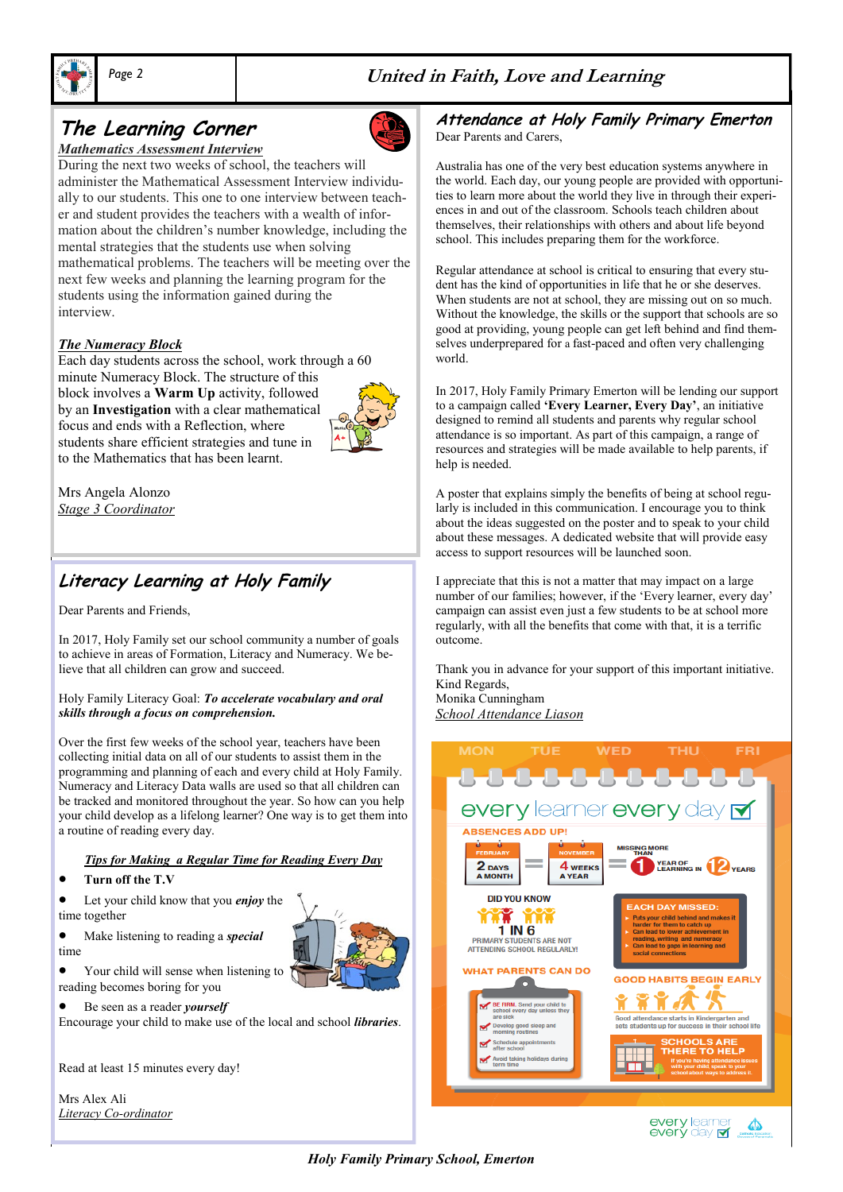## The Learning Corner

***Mathematics Assessment Interview***

During the next two weeks of school, the teachers will administer the Mathematical Assessment Interview individually to our students. This one to one interview between teacher and student provides the teachers with a wealth of information about the children's number knowledge, including the mental strategies that the students use when solving mathematical problems. The teachers will be meeting over the next few weeks and planning the learning program for the students using the information gained during the interview.

***The Numeracy Block***

Each day students across the school, work through a 60 minute Numeracy Block. The structure of this block involves a **Warm Up** activity, followed by an **Investigation** with a clear mathematical focus and ends with a Reflection, where students share efficient strategies and tune in to the Mathematics that has been learnt.

Mrs Angela Alonzo
*Stage 3 Coordinator*

## Literacy Learning at Holy Family

Dear Parents and Friends,

In 2017, Holy Family set our school community a number of goals to achieve in areas of Formation, Literacy and Numeracy. We believe that all children can grow and succeed.

Holy Family Literacy Goal: ***To accelerate vocabulary and oral skills through a focus on comprehension.***

Over the first few weeks of the school year, teachers have been collecting initial data on all of our students to assist them in the programming and planning of each and every child at Holy Family. Numeracy and Literacy Data walls are used so that all children can be tracked and monitored throughout the year. So how can you help your child develop as a lifelong learner? One way is to get them into a routine of reading every day.

***Tips for Making a Regular Time for Reading Every Day***

- **Turn off the T.V**
- Let your child know that you ***enjoy*** the time together
- Make listening to reading a ***special*** time
- Your child will sense when listening to reading becomes boring for you
- Be seen as a reader ***yourself***

Encourage your child to make use of the local and school ***libraries***.

Read at least 15 minutes every day!

Mrs Alex Ali
*Literacy Co-ordinator*

## Attendance at Holy Family Primary Emerton

Dear Parents and Carers,

Australia has one of the very best education systems anywhere in the world. Each day, our young people are provided with opportunities to learn more about the world they live in through their experiences in and out of the classroom. Schools teach children about themselves, their relationships with others and about life beyond school. This includes preparing them for the workforce.

Regular attendance at school is critical to ensuring that every student has the kind of opportunities in life that he or she deserves. When students are not at school, they are missing out on so much. Without the knowledge, the skills or the support that schools are so good at providing, young people can get left behind and find themselves underprepared for a fast-paced and often very challenging world.

In 2017, Holy Family Primary Emerton will be lending our support to a campaign called **'Every Learner, Every Day'**, an initiative designed to remind all students and parents why regular school attendance is so important. As part of this campaign, a range of resources and strategies will be made available to help parents, if help is needed.

A poster that explains simply the benefits of being at school regularly is included in this communication. I encourage you to think about the ideas suggested on the poster and to speak to your child about these messages. A dedicated website that will provide easy access to support resources will be launched soon.

I appreciate that this is not a matter that may impact on a large number of our families; however, if the 'Every learner, every day' campaign can assist even just a few students to be at school more regularly, with all the benefits that come with that, it is a terrific outcome.

Thank you in advance for your support of this important initiative.
Kind Regards,
Monika Cunningham
*School Attendance Liason*

MON TUE WED THU FRI

**every learner every day**

**ABSENCES ADD UP!**

FEBRUARY: 2 DAYS A MONTH = NOVEMBER: 4 WEEKS A YEAR = MISSING MORE THAN 1 YEAR OF LEARNING IN 12 YEARS

**DID YOU KNOW**

1 IN 6 PRIMARY STUDENTS ARE NOT ATTENDING SCHOOL REGULARLY!

**EACH DAY MISSED:**

- Puts your child behind and makes it harder for them to catch up
- Can lead to lower achievement in reading, writing and numeracy
- Can lead to gaps in learning and social connections

**WHAT PARENTS CAN DO**

- BE FIRM. Send your child to school every day unless they are sick
- Develop good sleep and morning routines
- Schedule appointments after school
- Avoid taking holidays during term time

**GOOD HABITS BEGIN EARLY**

Good attendance starts in Kindergarten and sets students up for success in their school life

**SCHOOLS ARE THERE TO HELP**

If you're having attendance issues with your child, speak to your school about ways to address it.

every learner every day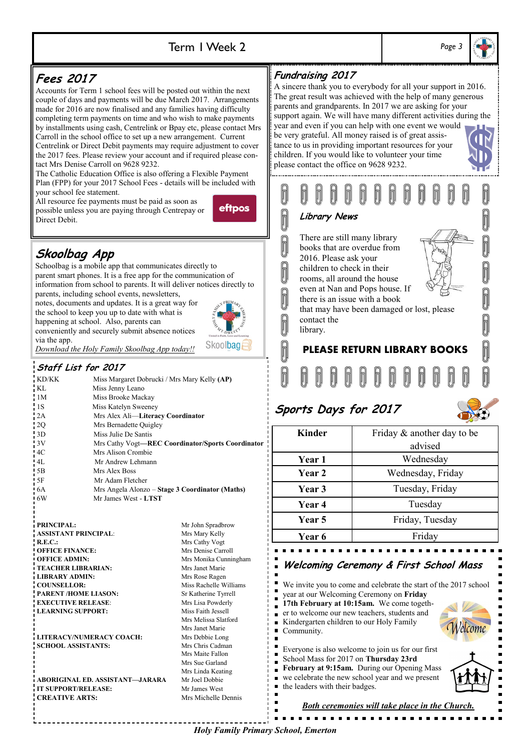## Fees 2017

Accounts for Term 1 school fees will be posted out within the next couple of days and payments will be due March 2017. Arrangements made for 2016 are now finalised and any families having difficulty completing term payments on time and who wish to make payments by installments using cash, Centrelink or Bpay etc, please contact Mrs Carroll in the school office to set up a new arrangement. Current Centrelink or Direct Debit payments may require adjustment to cover the 2017 fees. Please review your account and if required please contact Mrs Denise Carroll on 9628 9232.

The Catholic Education Office is also offering a Flexible Payment Plan (FPP) for your 2017 School Fees - details will be included with your school fee statement.

All resource fee payments must be paid as soon as possible unless you are paying through Centrepay or Direct Debit.

## Skoolbag App

Schoolbag is a mobile app that communicates directly to parent smart phones. It is a free app for the communication of information from school to parents. It will deliver notices directly to parents, including school events, newsletters, notes, documents and updates. It is a great way for the school to keep you up to date with what is happening at school. Also, parents can conveniently and securely submit absence notices via the app.

*Download the Holy Family Skoolbag App today!!*

## Staff List for 2017

| | |
|---|---|
| KD/KK | Miss Margaret Dobrucki / Mrs Mary Kelly **(AP)** |
| KL | Miss Jenny Leano |
| 1M | Miss Brooke Mackay |
| 1S | Miss Katelyn Sweeney |
| 2A | Mrs Alex Ali—**Literacy Coordinator** |
| 2Q | Mrs Bernadette Quigley |
| 3D | Miss Julie De Santis |
| 3V | Mrs Cathy Vogt—**REC Coordinator/Sports Coordinator** |
| 4C | Mrs Alison Crombie |
| 4L | Mr Andrew Lehmann |
| 5B | Mrs Alex Boss |
| 5F | Mr Adam Fletcher |
| 6A | Mrs Angela Alonzo – **Stage 3 Coordinator (Maths)** |
| 6W | Mr James West - **LTST** |

| | |
|---|---|
| **PRINCIPAL:** | Mr John Spradbrow |
| **ASSISTANT PRINCIPAL**: | Mrs Mary Kelly |
| **R.E.C.:** | Mrs Cathy Vogt |
| **OFFICE FINANCE:** | Mrs Denise Carroll |
| **OFFICE ADMIN:** | Mrs Monika Cunningham |
| **TEACHER LIBRARIAN:** | Mrs Janet Marie |
| **LIBRARY ADMIN:** | Mrs Rose Ragen |
| **COUNSELLOR:** | Miss Rachelle Williams |
| **PARENT /HOME LIASON:** | Sr Katherine Tyrrell |
| **EXECUTIVE RELEASE**: | Mrs Lisa Powderly |
| **LEARNING SUPPORT:** | Miss Faith Jessell<br>Mrs Melissa Slatford<br>Mrs Janet Marie |
| **LITERACY/NUMERACY COACH:** | Mrs Debbie Long |
| **SCHOOL ASSISTANTS:** | Mrs Chris Cadman<br>Mrs Maite Fallon<br>Mrs Sue Garland<br>Mrs Linda Keating |
| **ABORIGINAL ED. ASSISTANT—JARARA** | Mr Joel Dobbie |
| **IT SUPPORT/RELEASE:** | Mr James West |
| **CREATIVE ARTS:** | Mrs Michelle Dennis |

## Fundraising 2017

A sincere thank you to everybody for all your support in 2016. The great result was achieved with the help of many generous parents and grandparents. In 2017 we are asking for your support again. We will have many different activities during the year and even if you can help with one event we would be very grateful. All money raised is of great assistance to us in providing important resources for your children. If you would like to volunteer your time please contact the office on 9628 9232.

## Library News

There are still many library books that are overdue from 2016. Please ask your children to check in their rooms, all around the house even at Nan and Pops house. If there is an issue with a book that may have been damaged or lost, please contact the library.

**PLEASE RETURN LIBRARY BOOKS**

## Sports Days for 2017

| | |
|---|---|
| **Kinder** | Friday & another day to be advised |
| **Year 1** | Wednesday |
| **Year 2** | Wednesday, Friday |
| **Year 3** | Tuesday, Friday |
| **Year 4** | Tuesday |
| **Year 5** | Friday, Tuesday |
| **Year 6** | Friday |

## Welcoming Ceremony & First School Mass

We invite you to come and celebrate the start of the 2017 school year at our Welcoming Ceremony on **Friday 17th February at 10:15am.** We come together to welcome our new teachers, students and Kindergarten children to our Holy Family Community.

Everyone is also welcome to join us for our first School Mass for 2017 on **Thursday 23rd February at 9:15am.** During our Opening Mass we celebrate the new school year and we present the leaders with their badges.

***Both ceremonies will take place in the Church.***

*Holy Family Primary School, Emerton*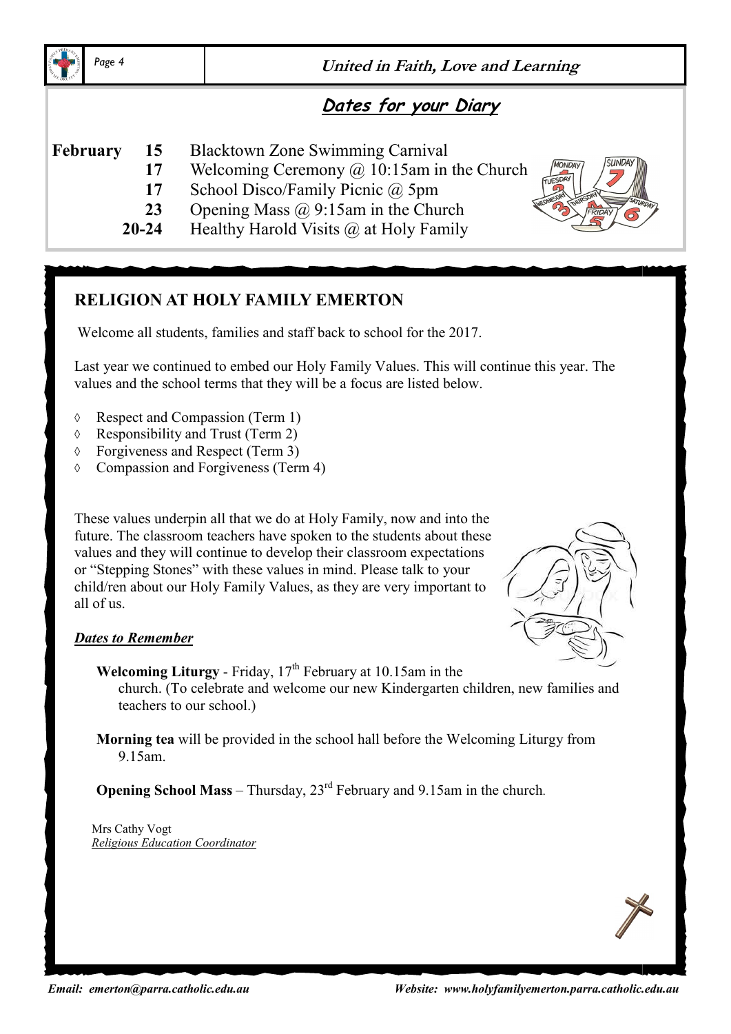## Dates for your Diary

**February**

| | | |
|---|---|---|
| **February** | **15** | Blacktown Zone Swimming Carnival |
| | **17** | Welcoming Ceremony @ 10:15am in the Church |
| | **17** | School Disco/Family Picnic @ 5pm |
| | **23** | Opening Mass @ 9:15am in the Church |
| | **20-24** | Healthy Harold Visits @ at Holy Family |

## RELIGION AT HOLY FAMILY EMERTON

Welcome all students, families and staff back to school for the 2017.

Last year we continued to embed our Holy Family Values. This will continue this year. The values and the school terms that they will be a focus are listed below.

- Respect and Compassion (Term 1)
- Responsibility and Trust (Term 2)
- Forgiveness and Respect (Term 3)
- Compassion and Forgiveness (Term 4)

These values underpin all that we do at Holy Family, now and into the future. The classroom teachers have spoken to the students about these values and they will continue to develop their classroom expectations or "Stepping Stones" with these values in mind. Please talk to your child/ren about our Holy Family Values, as they are very important to all of us.

***Dates to Remember***

**Welcoming Liturgy** - Friday, 17th February at 10.15am in the church. (To celebrate and welcome our new Kindergarten children, new families and teachers to our school.)

**Morning tea** will be provided in the school hall before the Welcoming Liturgy from 9.15am.

**Opening School Mass** – Thursday, 23rd February and 9.15am in the church.

Mrs Cathy Vogt
*Religious Education Coordinator*

*Email: emerton@parra.catholic.edu.au* *Website: www.holyfamilyemerton.parra.catholic.edu.au*